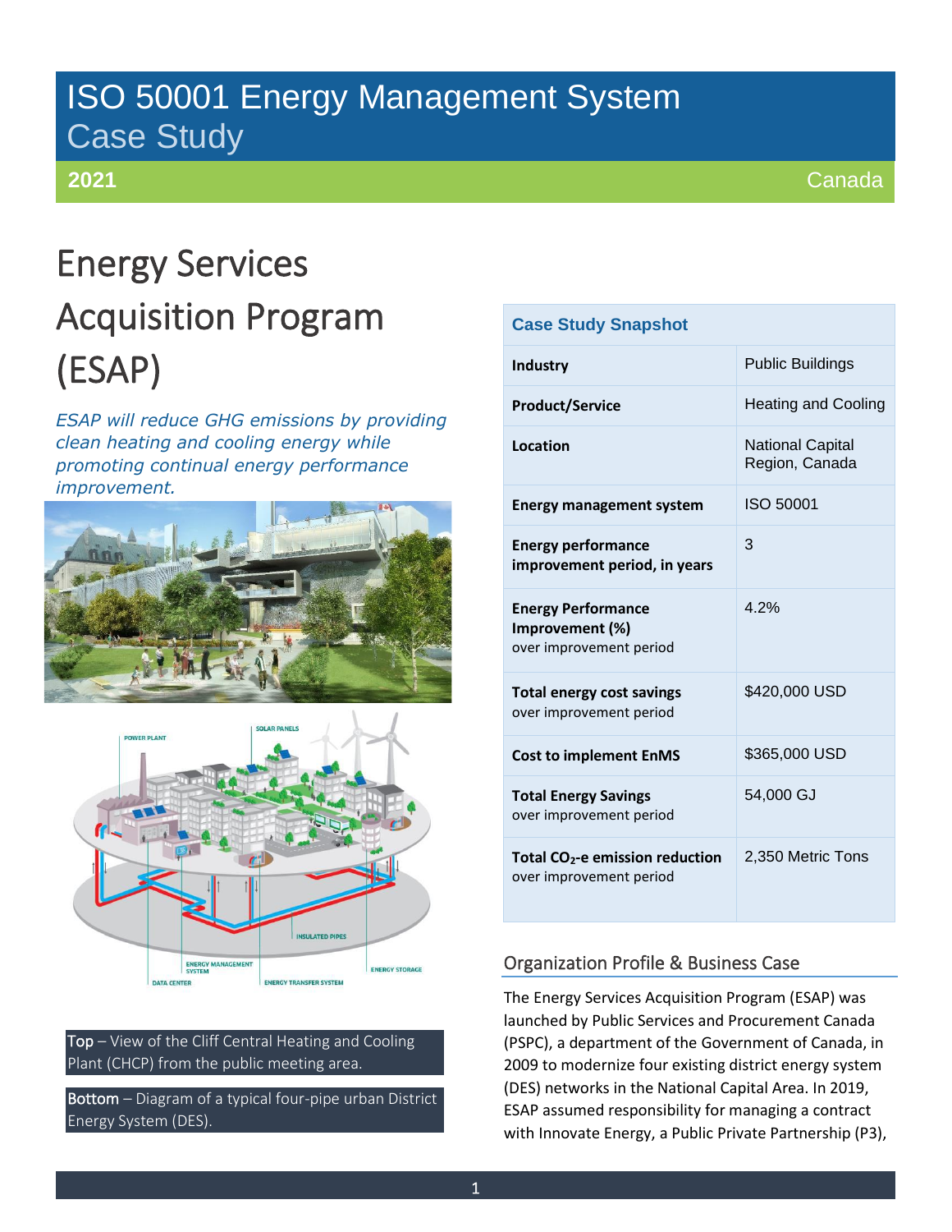# ISO 50001 Energy Management System Case Study

**2021** Canada

# Energy Services Acquisition Program (ESAP)

*ESAP will reduce GHG emissions by providing clean heating and cooling energy while promoting continual energy performance improvement.*

**Top** – View of the Cliff Central Heating and Cooling Plant (CHCP) from the public meeting area.

**Bottom** – Diagram of a typical four-pipe urban District Energy System (DES).

| Case Study Snapshot | |
|---|---|
| **Industry** | Public Buildings |
| **Product/Service** | Heating and Cooling |
| **Location** | National Capital Region, Canada |
| **Energy management system** | ISO 50001 |
| **Energy performance improvement period, in years** | 3 |
| **Energy Performance Improvement (%)** over improvement period | 4.2% |
| **Total energy cost savings** over improvement period | \$420,000 USD |
| **Cost to implement EnMS** | \$365,000 USD |
| **Total Energy Savings** over improvement period | 54,000 GJ |
| **Total $CO_2$-e emission reduction** over improvement period | 2,350 Metric Tons |

## Organization Profile & Business Case

The Energy Services Acquisition Program (ESAP) was launched by Public Services and Procurement Canada (PSPC), a department of the Government of Canada, in 2009 to modernize four existing district energy system (DES) networks in the National Capital Area. In 2019, ESAP assumed responsibility for managing a contract with Innovate Energy, a Public Private Partnership (P3),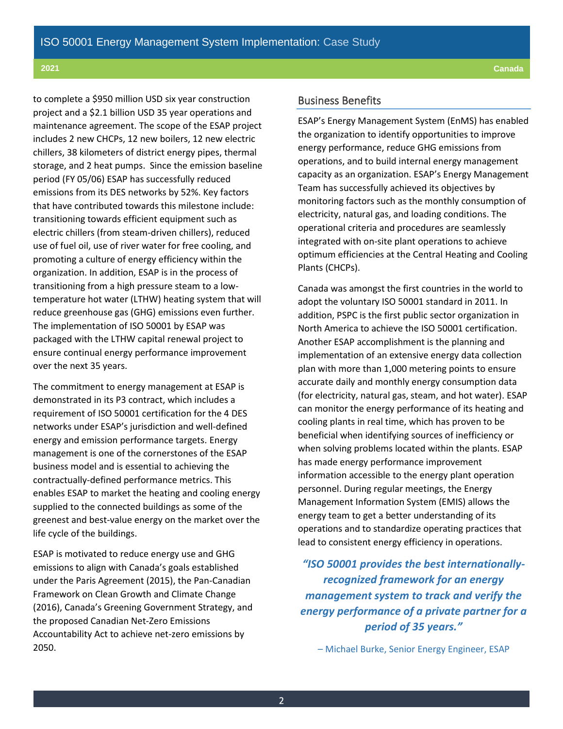to complete a $950 million USD six year construction project and a $2.1 billion USD 35 year operations and maintenance agreement. The scope of the ESAP project includes 2 new CHCPs, 12 new boilers, 12 new electric chillers, 38 kilometers of district energy pipes, thermal storage, and 2 heat pumps. Since the emission baseline period (FY 05/06) ESAP has successfully reduced emissions from its DES networks by 52%. Key factors that have contributed towards this milestone include: transitioning towards efficient equipment such as electric chillers (from steam-driven chillers), reduced use of fuel oil, use of river water for free cooling, and promoting a culture of energy efficiency within the organization. In addition, ESAP is in the process of transitioning from a high pressure steam to a low-temperature hot water (LTHW) heating system that will reduce greenhouse gas (GHG) emissions even further. The implementation of ISO 50001 by ESAP was packaged with the LTHW capital renewal project to ensure continual energy performance improvement over the next 35 years.

The commitment to energy management at ESAP is demonstrated in its P3 contract, which includes a requirement of ISO 50001 certification for the 4 DES networks under ESAP's jurisdiction and well-defined energy and emission performance targets. Energy management is one of the cornerstones of the ESAP business model and is essential to achieving the contractually-defined performance metrics. This enables ESAP to market the heating and cooling energy supplied to the connected buildings as some of the greenest and best-value energy on the market over the life cycle of the buildings.

ESAP is motivated to reduce energy use and GHG emissions to align with Canada's goals established under the Paris Agreement (2015), the Pan-Canadian Framework on Clean Growth and Climate Change (2016), Canada's Greening Government Strategy, and the proposed Canadian Net-Zero Emissions Accountability Act to achieve net-zero emissions by 2050.

## Business Benefits

ESAP's Energy Management System (EnMS) has enabled the organization to identify opportunities to improve energy performance, reduce GHG emissions from operations, and to build internal energy management capacity as an organization. ESAP's Energy Management Team has successfully achieved its objectives by monitoring factors such as the monthly consumption of electricity, natural gas, and loading conditions. The operational criteria and procedures are seamlessly integrated with on-site plant operations to achieve optimum efficiencies at the Central Heating and Cooling Plants (CHCPs).

Canada was amongst the first countries in the world to adopt the voluntary ISO 50001 standard in 2011. In addition, PSPC is the first public sector organization in North America to achieve the ISO 50001 certification. Another ESAP accomplishment is the planning and implementation of an extensive energy data collection plan with more than 1,000 metering points to ensure accurate daily and monthly energy consumption data (for electricity, natural gas, steam, and hot water). ESAP can monitor the energy performance of its heating and cooling plants in real time, which has proven to be beneficial when identifying sources of inefficiency or when solving problems located within the plants. ESAP has made energy performance improvement information accessible to the energy plant operation personnel. During regular meetings, the Energy Management Information System (EMIS) allows the energy team to get a better understanding of its operations and to standardize operating practices that lead to consistent energy efficiency in operations.

> ***"ISO 50001 provides the best internationally-recognized framework for an energy management system to track and verify the energy performance of a private partner for a period of 35 years."***
>
> – Michael Burke, Senior Energy Engineer, ESAP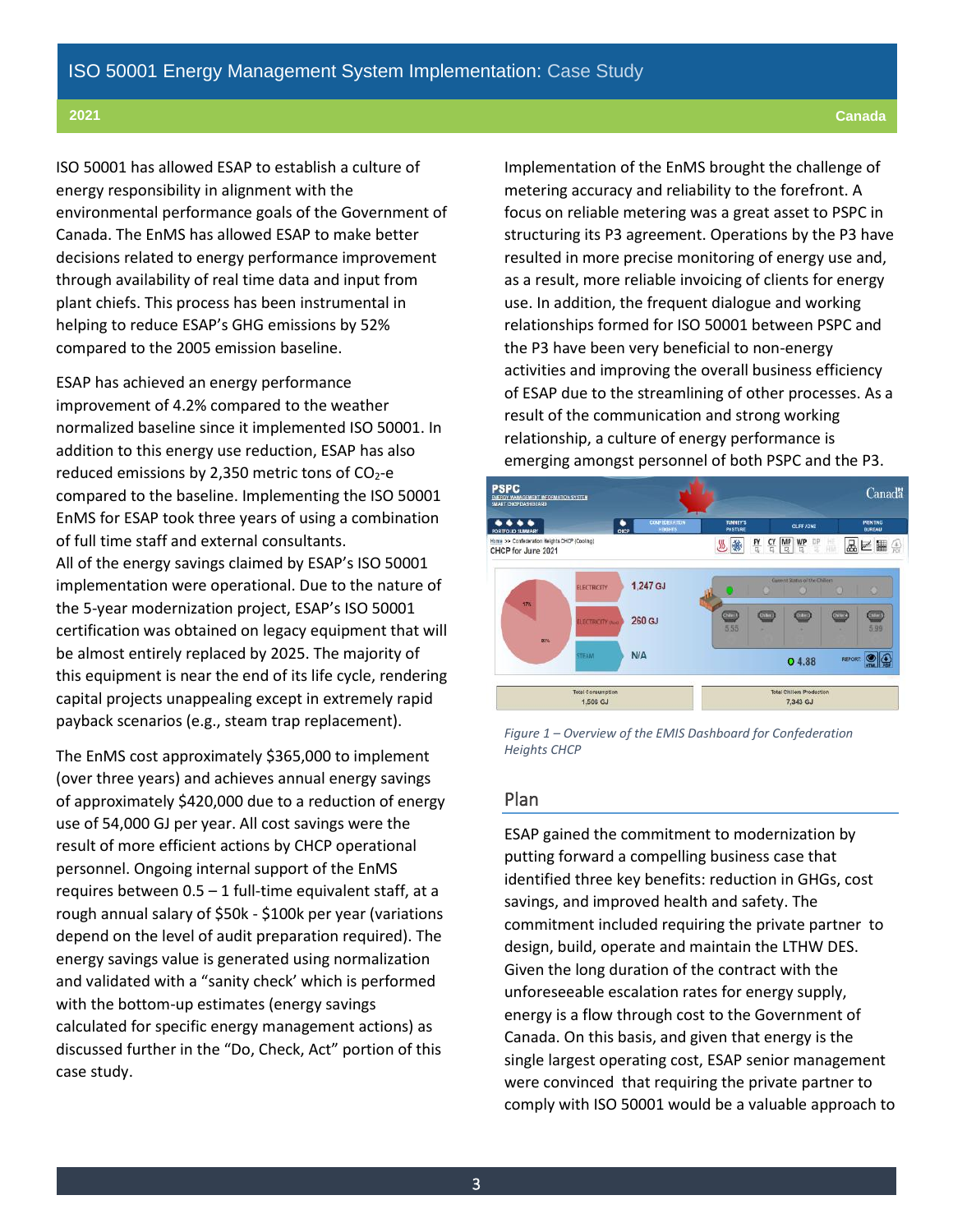ISO 50001 has allowed ESAP to establish a culture of energy responsibility in alignment with the environmental performance goals of the Government of Canada. The EnMS has allowed ESAP to make better decisions related to energy performance improvement through availability of real time data and input from plant chiefs. This process has been instrumental in helping to reduce ESAP's GHG emissions by 52% compared to the 2005 emission baseline.

ESAP has achieved an energy performance improvement of 4.2% compared to the weather normalized baseline since it implemented ISO 50001. In addition to this energy use reduction, ESAP has also reduced emissions by 2,350 metric tons of $CO_2$-e compared to the baseline. Implementing the ISO 50001 EnMS for ESAP took three years of using a combination of full time staff and external consultants.

All of the energy savings claimed by ESAP's ISO 50001 implementation were operational. Due to the nature of the 5-year modernization project, ESAP's ISO 50001 certification was obtained on legacy equipment that will be almost entirely replaced by 2025. The majority of this equipment is near the end of its life cycle, rendering capital projects unappealing except in extremely rapid payback scenarios (e.g., steam trap replacement).

The EnMS cost approximately $365,000 to implement (over three years) and achieves annual energy savings of approximately $420,000 due to a reduction of energy use of 54,000 GJ per year. All cost savings were the result of more efficient actions by CHCP operational personnel. Ongoing internal support of the EnMS requires between 0.5 – 1 full-time equivalent staff, at a rough annual salary of $50k - $100k per year (variations depend on the level of audit preparation required). The energy savings value is generated using normalization and validated with a "sanity check' which is performed with the bottom-up estimates (energy savings calculated for specific energy management actions) as discussed further in the "Do, Check, Act" portion of this case study.

Implementation of the EnMS brought the challenge of metering accuracy and reliability to the forefront. A focus on reliable metering was a great asset to PSPC in structuring its P3 agreement. Operations by the P3 have resulted in more precise monitoring of energy use and, as a result, more reliable invoicing of clients for energy use. In addition, the frequent dialogue and working relationships formed for ISO 50001 between PSPC and the P3 have been very beneficial to non-energy activities and improving the overall business efficiency of ESAP due to the streamlining of other processes. As a result of the communication and strong working relationship, a culture of energy performance is emerging amongst personnel of both PSPC and the P3.

*Figure 1 – Overview of the EMIS Dashboard for Confederation Heights CHCP*

## Plan

ESAP gained the commitment to modernization by putting forward a compelling business case that identified three key benefits: reduction in GHGs, cost savings, and improved health and safety. The commitment included requiring the private partner to design, build, operate and maintain the LTHW DES. Given the long duration of the contract with the unforeseeable escalation rates for energy supply, energy is a flow through cost to the Government of Canada. On this basis, and given that energy is the single largest operating cost, ESAP senior management were convinced that requiring the private partner to comply with ISO 50001 would be a valuable approach to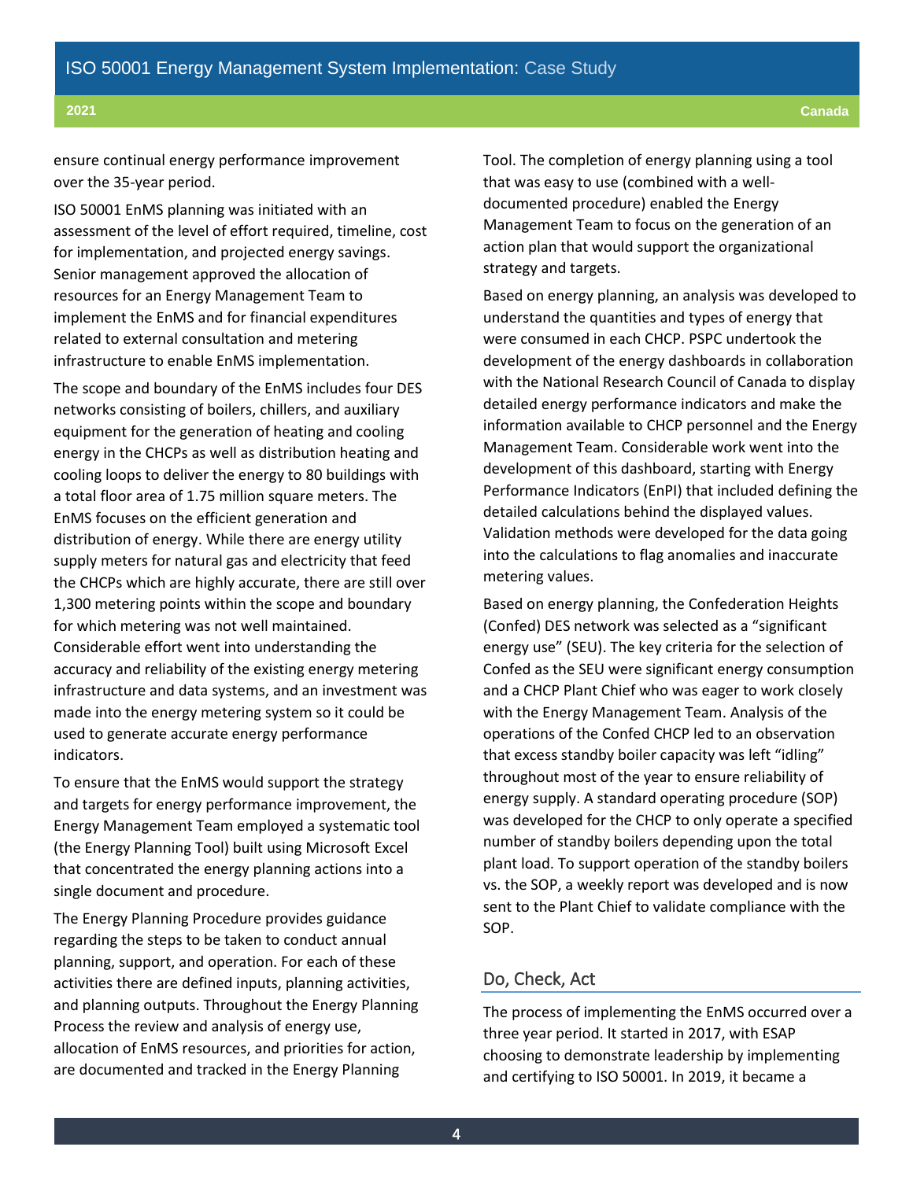ensure continual energy performance improvement over the 35-year period.

ISO 50001 EnMS planning was initiated with an assessment of the level of effort required, timeline, cost for implementation, and projected energy savings. Senior management approved the allocation of resources for an Energy Management Team to implement the EnMS and for financial expenditures related to external consultation and metering infrastructure to enable EnMS implementation.

The scope and boundary of the EnMS includes four DES networks consisting of boilers, chillers, and auxiliary equipment for the generation of heating and cooling energy in the CHCPs as well as distribution heating and cooling loops to deliver the energy to 80 buildings with a total floor area of 1.75 million square meters. The EnMS focuses on the efficient generation and distribution of energy. While there are energy utility supply meters for natural gas and electricity that feed the CHCPs which are highly accurate, there are still over 1,300 metering points within the scope and boundary for which metering was not well maintained. Considerable effort went into understanding the accuracy and reliability of the existing energy metering infrastructure and data systems, and an investment was made into the energy metering system so it could be used to generate accurate energy performance indicators.

To ensure that the EnMS would support the strategy and targets for energy performance improvement, the Energy Management Team employed a systematic tool (the Energy Planning Tool) built using Microsoft Excel that concentrated the energy planning actions into a single document and procedure.

The Energy Planning Procedure provides guidance regarding the steps to be taken to conduct annual planning, support, and operation. For each of these activities there are defined inputs, planning activities, and planning outputs. Throughout the Energy Planning Process the review and analysis of energy use, allocation of EnMS resources, and priorities for action, are documented and tracked in the Energy Planning Tool. The completion of energy planning using a tool that was easy to use (combined with a well-documented procedure) enabled the Energy Management Team to focus on the generation of an action plan that would support the organizational strategy and targets.

Based on energy planning, an analysis was developed to understand the quantities and types of energy that were consumed in each CHCP. PSPC undertook the development of the energy dashboards in collaboration with the National Research Council of Canada to display detailed energy performance indicators and make the information available to CHCP personnel and the Energy Management Team. Considerable work went into the development of this dashboard, starting with Energy Performance Indicators (EnPI) that included defining the detailed calculations behind the displayed values. Validation methods were developed for the data going into the calculations to flag anomalies and inaccurate metering values.

Based on energy planning, the Confederation Heights (Confed) DES network was selected as a "significant energy use" (SEU). The key criteria for the selection of Confed as the SEU were significant energy consumption and a CHCP Plant Chief who was eager to work closely with the Energy Management Team. Analysis of the operations of the Confed CHCP led to an observation that excess standby boiler capacity was left "idling" throughout most of the year to ensure reliability of energy supply. A standard operating procedure (SOP) was developed for the CHCP to only operate a specified number of standby boilers depending upon the total plant load. To support operation of the standby boilers vs. the SOP, a weekly report was developed and is now sent to the Plant Chief to validate compliance with the SOP.

## Do, Check, Act

The process of implementing the EnMS occurred over a three year period. It started in 2017, with ESAP choosing to demonstrate leadership by implementing and certifying to ISO 50001. In 2019, it became a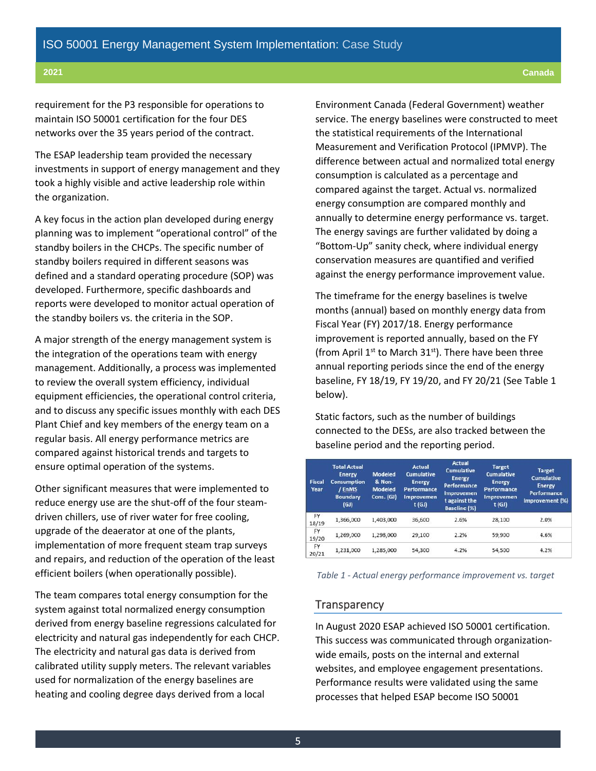requirement for the P3 responsible for operations to maintain ISO 50001 certification for the four DES networks over the 35 years period of the contract.

The ESAP leadership team provided the necessary investments in support of energy management and they took a highly visible and active leadership role within the organization.

A key focus in the action plan developed during energy planning was to implement "operational control" of the standby boilers in the CHCPs. The specific number of standby boilers required in different seasons was defined and a standard operating procedure (SOP) was developed. Furthermore, specific dashboards and reports were developed to monitor actual operation of the standby boilers vs. the criteria in the SOP.

A major strength of the energy management system is the integration of the operations team with energy management. Additionally, a process was implemented to review the overall system efficiency, individual equipment efficiencies, the operational control criteria, and to discuss any specific issues monthly with each DES Plant Chief and key members of the energy team on a regular basis. All energy performance metrics are compared against historical trends and targets to ensure optimal operation of the systems.

Other significant measures that were implemented to reduce energy use are the shut-off of the four steam-driven chillers, use of river water for free cooling, upgrade of the deaerator at one of the plants, implementation of more frequent steam trap surveys and repairs, and reduction of the operation of the least efficient boilers (when operationally possible).

The team compares total energy consumption for the system against total normalized energy consumption derived from energy baseline regressions calculated for electricity and natural gas independently for each CHCP. The electricity and natural gas data is derived from calibrated utility supply meters. The relevant variables used for normalization of the energy baselines are heating and cooling degree days derived from a local Environment Canada (Federal Government) weather service. The energy baselines were constructed to meet the statistical requirements of the International Measurement and Verification Protocol (IPMVP). The difference between actual and normalized total energy consumption is calculated as a percentage and compared against the target. Actual vs. normalized energy consumption are compared monthly and annually to determine energy performance vs. target. The energy savings are further validated by doing a "Bottom-Up" sanity check, where individual energy conservation measures are quantified and verified against the energy performance improvement value.

The timeframe for the energy baselines is twelve months (annual) based on monthly energy data from Fiscal Year (FY) 2017/18. Energy performance improvement is reported annually, based on the FY (from April 1st to March 31st). There have been three annual reporting periods since the end of the energy baseline, FY 18/19, FY 19/20, and FY 20/21 (See Table 1 below).

Static factors, such as the number of buildings connected to the DESs, are also tracked between the baseline period and the reporting period.

| Fiscal Year | Total Actual Energy Consumption / EnMS Boundary (GJ) | Modeled & Non-Modeled Cons. (GJ) | Actual Cumulative Energy Performance Improvement (GJ) | Actual Cumulative Energy Performance Improvement against the Baseline (%) | Target Cumulative Energy Performance Improvement (GJ) | Target Cumulative Energy Performance Improvement (%) |
|---|---|---|---|---|---|---|
| FY 18/19 | 1,366,000 | 1,403,000 | 36,600 | 2.6% | 28,100 | 2.0% |
| FY 19/20 | 1,269,000 | 1,298,000 | 29,100 | 2.2% | 59,900 | 4.6% |
| FY 20/21 | 1,231,000 | 1,285,000 | 54,300 | 4.2% | 54,500 | 4.2% |

*Table 1 - Actual energy performance improvement vs. target*

## Transparency

In August 2020 ESAP achieved ISO 50001 certification. This success was communicated through organization-wide emails, posts on the internal and external websites, and employee engagement presentations. Performance results were validated using the same processes that helped ESAP become ISO 50001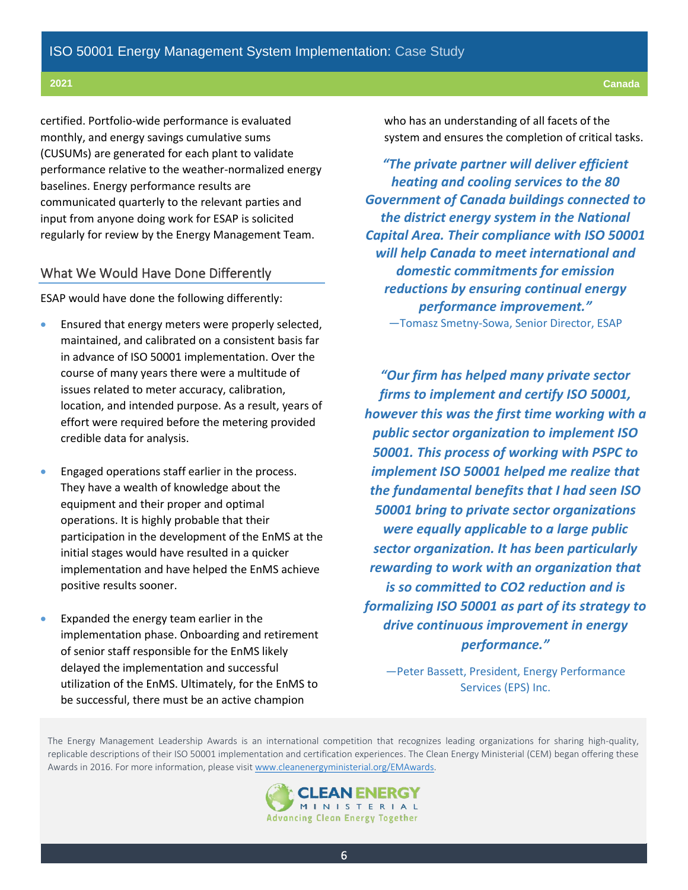certified. Portfolio-wide performance is evaluated monthly, and energy savings cumulative sums (CUSUMs) are generated for each plant to validate performance relative to the weather-normalized energy baselines. Energy performance results are communicated quarterly to the relevant parties and input from anyone doing work for ESAP is solicited regularly for review by the Energy Management Team.

## What We Would Have Done Differently

ESAP would have done the following differently:

- Ensured that energy meters were properly selected, maintained, and calibrated on a consistent basis far in advance of ISO 50001 implementation. Over the course of many years there were a multitude of issues related to meter accuracy, calibration, location, and intended purpose. As a result, years of effort were required before the metering provided credible data for analysis.

- Engaged operations staff earlier in the process. They have a wealth of knowledge about the equipment and their proper and optimal operations. It is highly probable that their participation in the development of the EnMS at the initial stages would have resulted in a quicker implementation and have helped the EnMS achieve positive results sooner.

- Expanded the energy team earlier in the implementation phase. Onboarding and retirement of senior staff responsible for the EnMS likely delayed the implementation and successful utilization of the EnMS. Ultimately, for the EnMS to be successful, there must be an active champion who has an understanding of all facets of the system and ensures the completion of critical tasks.

***"The private partner will deliver efficient heating and cooling services to the 80 Government of Canada buildings connected to the district energy system in the National Capital Area. Their compliance with ISO 50001 will help Canada to meet international and domestic commitments for emission reductions by ensuring continual energy performance improvement."***

—Tomasz Smetny-Sowa, Senior Director, ESAP

***"Our firm has helped many private sector firms to implement and certify ISO 50001, however this was the first time working with a public sector organization to implement ISO 50001. This process of working with PSPC to implement ISO 50001 helped me realize that the fundamental benefits that I had seen ISO 50001 bring to private sector organizations were equally applicable to a large public sector organization. It has been particularly rewarding to work with an organization that is so committed to CO2 reduction and is formalizing ISO 50001 as part of its strategy to drive continuous improvement in energy performance."***

—Peter Bassett, President, Energy Performance Services (EPS) Inc.

The Energy Management Leadership Awards is an international competition that recognizes leading organizations for sharing high-quality, replicable descriptions of their ISO 50001 implementation and certification experiences. The Clean Energy Ministerial (CEM) began offering these Awards in 2016. For more information, please visit [www.cleanenergyministerial.org/EMAwards](http://www.cleanenergyministerial.org/EMAwards).

CLEAN ENERGY MINISTERIAL

Advancing Clean Energy Together